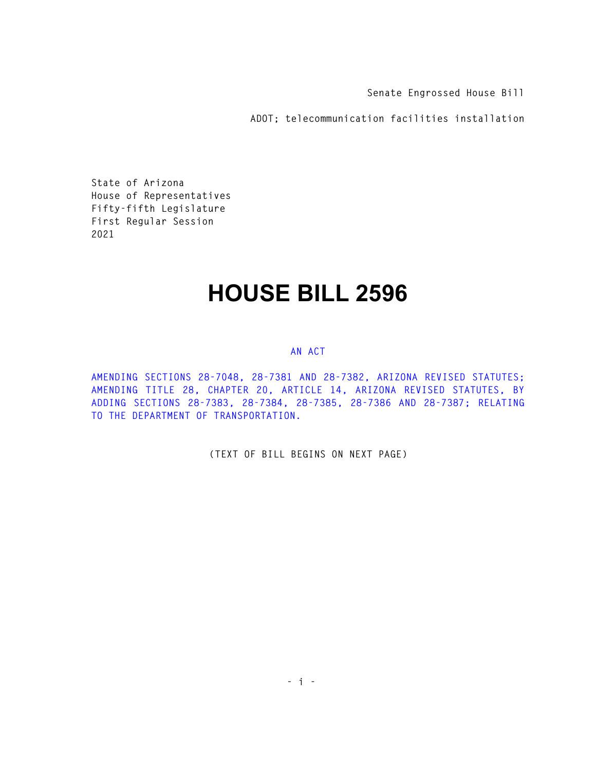Senate Engrossed House Bill

ADOT; telecommunication facilities installation

State of Arizona
House of Representatives
Fifty-fifth Legislature
First Regular Session
2021

# HOUSE BILL 2596

AN ACT

AMENDING SECTIONS 28-7048, 28-7381 AND 28-7382, ARIZONA REVISED STATUTES; AMENDING TITLE 28, CHAPTER 20, ARTICLE 14, ARIZONA REVISED STATUTES, BY ADDING SECTIONS 28-7383, 28-7384, 28-7385, 28-7386 AND 28-7387; RELATING TO THE DEPARTMENT OF TRANSPORTATION.

(TEXT OF BILL BEGINS ON NEXT PAGE)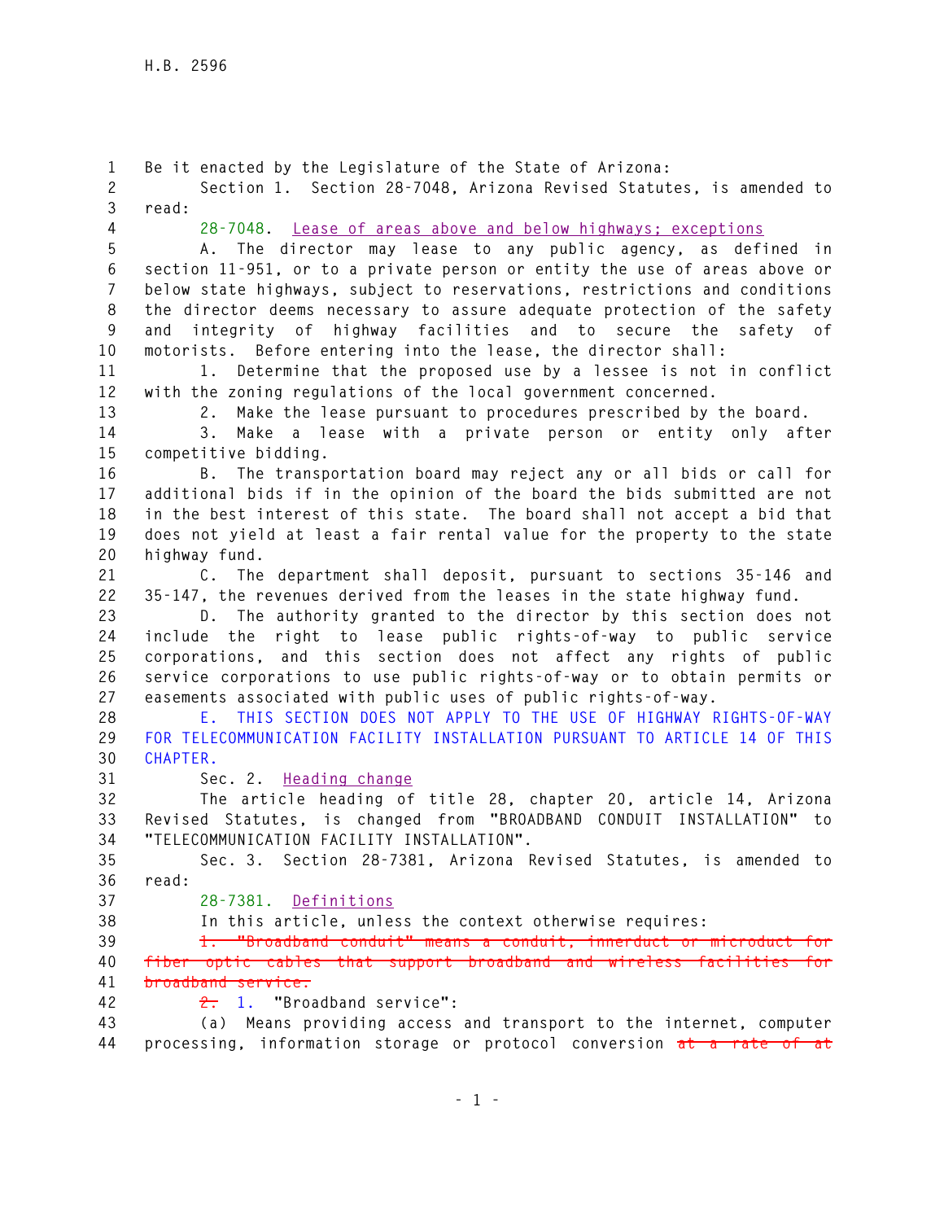Be it enacted by the Legislature of the State of Arizona:

Section 1. Section 28-7048, Arizona Revised Statutes, is amended to read:

28-7048. Lease of areas above and below highways; exceptions

A. The director may lease to any public agency, as defined in section 11-951, or to a private person or entity the use of areas above or below state highways, subject to reservations, restrictions and conditions the director deems necessary to assure adequate protection of the safety and integrity of highway facilities and to secure the safety of motorists. Before entering into the lease, the director shall:

1. Determine that the proposed use by a lessee is not in conflict with the zoning regulations of the local government concerned.

2. Make the lease pursuant to procedures prescribed by the board.

3. Make a lease with a private person or entity only after competitive bidding.

B. The transportation board may reject any or all bids or call for additional bids if in the opinion of the board the bids submitted are not in the best interest of this state. The board shall not accept a bid that does not yield at least a fair rental value for the property to the state highway fund.

C. The department shall deposit, pursuant to sections 35-146 and 35-147, the revenues derived from the leases in the state highway fund.

D. The authority granted to the director by this section does not include the right to lease public rights-of-way to public service corporations, and this section does not affect any rights of public service corporations to use public rights-of-way or to obtain permits or easements associated with public uses of public rights-of-way.

E. THIS SECTION DOES NOT APPLY TO THE USE OF HIGHWAY RIGHTS-OF-WAY FOR TELECOMMUNICATION FACILITY INSTALLATION PURSUANT TO ARTICLE 14 OF THIS CHAPTER.

Sec. 2. Heading change

The article heading of title 28, chapter 20, article 14, Arizona Revised Statutes, is changed from "BROADBAND CONDUIT INSTALLATION" to "TELECOMMUNICATION FACILITY INSTALLATION".

Sec. 3. Section 28-7381, Arizona Revised Statutes, is amended to read:

28-7381. Definitions

In this article, unless the context otherwise requires:

~~1. "Broadband conduit" means a conduit, innerduct or microduct for fiber optic cables that support broadband and wireless facilities for broadband service.~~

~~2.~~ 1. "Broadband service":

(a) Means providing access and transport to the internet, computer processing, information storage or protocol conversion ~~at a rate of at~~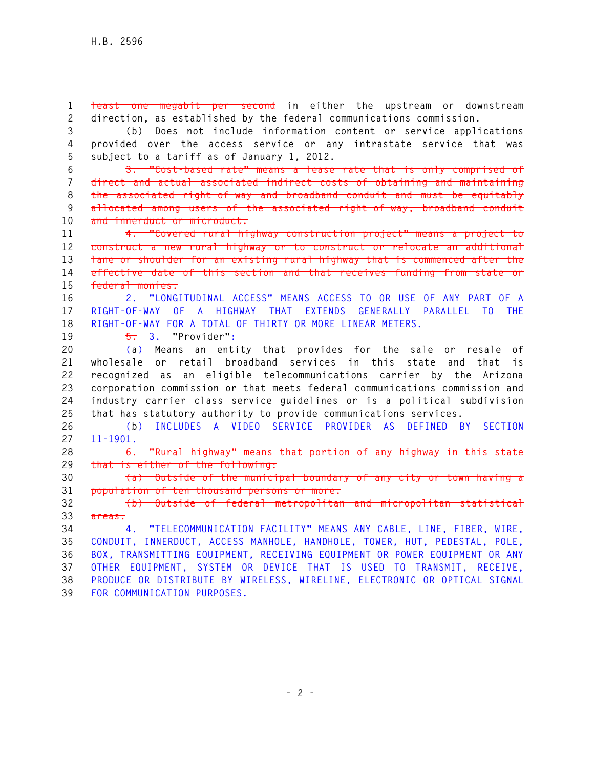~~least one megabit per second~~ in either the upstream or downstream direction, as established by the federal communications commission.

(b) Does not include information content or service applications provided over the access service or any intrastate service that was subject to a tariff as of January 1, 2012.

~~3. "Cost-based rate" means a lease rate that is only comprised of direct and actual associated indirect costs of obtaining and maintaining the associated right-of-way and broadband conduit and must be equitably allocated among users of the associated right-of-way, broadband conduit and innerduct or microduct.~~

~~4. "Covered rural highway construction project" means a project to construct a new rural highway or to construct or relocate an additional lane or shoulder for an existing rural highway that is commenced after the effective date of this section and that receives funding from state or federal monies.~~

2. "LONGITUDINAL ACCESS" MEANS ACCESS TO OR USE OF ANY PART OF A RIGHT-OF-WAY OF A HIGHWAY THAT EXTENDS GENERALLY PARALLEL TO THE RIGHT-OF-WAY FOR A TOTAL OF THIRTY OR MORE LINEAR METERS.

~~5.~~ 3. "Provider":

(a) Means an entity that provides for the sale or resale of wholesale or retail broadband services in this state and that is recognized as an eligible telecommunications carrier by the Arizona corporation commission or that meets federal communications commission and industry carrier class service guidelines or is a political subdivision that has statutory authority to provide communications services.

(b) INCLUDES A VIDEO SERVICE PROVIDER AS DEFINED BY SECTION 11-1901.

~~6. "Rural highway" means that portion of any highway in this state that is either of the following:~~

~~(a) Outside of the municipal boundary of any city or town having a population of ten thousand persons or more.~~

~~(b) Outside of federal metropolitan and micropolitan statistical areas.~~

4. "TELECOMMUNICATION FACILITY" MEANS ANY CABLE, LINE, FIBER, WIRE, CONDUIT, INNERDUCT, ACCESS MANHOLE, HANDHOLE, TOWER, HUT, PEDESTAL, POLE, BOX, TRANSMITTING EQUIPMENT, RECEIVING EQUIPMENT OR POWER EQUIPMENT OR ANY OTHER EQUIPMENT, SYSTEM OR DEVICE THAT IS USED TO TRANSMIT, RECEIVE, PRODUCE OR DISTRIBUTE BY WIRELESS, WIRELINE, ELECTRONIC OR OPTICAL SIGNAL FOR COMMUNICATION PURPOSES.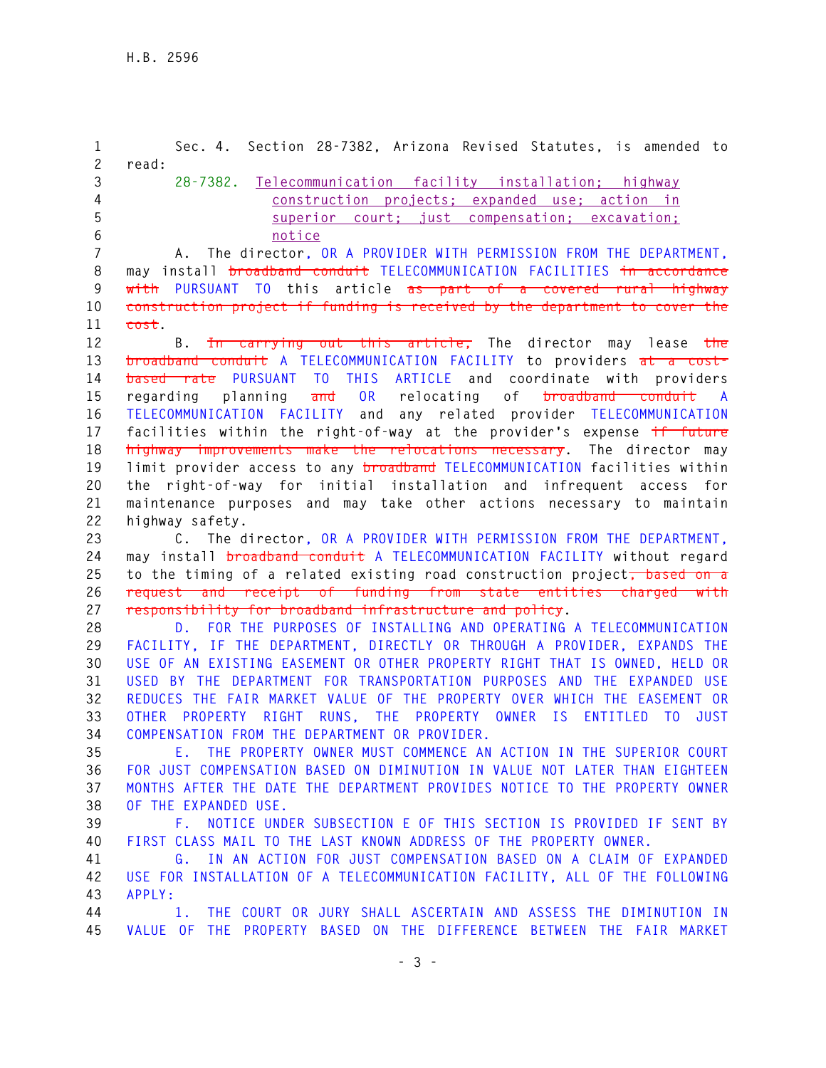Sec. 4. Section 28-7382, Arizona Revised Statutes, is amended to read:

28-7382. Telecommunication facility installation; highway construction projects; expanded use; action in superior court; just compensation; excavation; notice

A. The director, OR A PROVIDER WITH PERMISSION FROM THE DEPARTMENT, may install ~~broadband conduit~~ TELECOMMUNICATION FACILITIES ~~in accordance with~~ PURSUANT TO this article ~~as part of a covered rural highway construction project if funding is received by the department to cover the cost~~.

B. ~~In carrying out this article,~~ The director may lease ~~the broadband conduit~~ A TELECOMMUNICATION FACILITY to providers ~~at a cost-based rate~~ PURSUANT TO THIS ARTICLE and coordinate with providers regarding planning ~~and~~ OR relocating of ~~broadband conduit~~ A TELECOMMUNICATION FACILITY and any related provider TELECOMMUNICATION facilities within the right-of-way at the provider's expense ~~if future highway improvements make the relocations necessary~~. The director may limit provider access to any ~~broadband~~ TELECOMMUNICATION facilities within the right-of-way for initial installation and infrequent access for maintenance purposes and may take other actions necessary to maintain highway safety.

C. The director, OR A PROVIDER WITH PERMISSION FROM THE DEPARTMENT, may install ~~broadband conduit~~ A TELECOMMUNICATION FACILITY without regard to the timing of a related existing road construction project~~, based on a request and receipt of funding from state entities charged with responsibility for broadband infrastructure and policy~~.

D. FOR THE PURPOSES OF INSTALLING AND OPERATING A TELECOMMUNICATION FACILITY, IF THE DEPARTMENT, DIRECTLY OR THROUGH A PROVIDER, EXPANDS THE USE OF AN EXISTING EASEMENT OR OTHER PROPERTY RIGHT THAT IS OWNED, HELD OR USED BY THE DEPARTMENT FOR TRANSPORTATION PURPOSES AND THE EXPANDED USE REDUCES THE FAIR MARKET VALUE OF THE PROPERTY OVER WHICH THE EASEMENT OR OTHER PROPERTY RIGHT RUNS, THE PROPERTY OWNER IS ENTITLED TO JUST COMPENSATION FROM THE DEPARTMENT OR PROVIDER.

E. THE PROPERTY OWNER MUST COMMENCE AN ACTION IN THE SUPERIOR COURT FOR JUST COMPENSATION BASED ON DIMINUTION IN VALUE NOT LATER THAN EIGHTEEN MONTHS AFTER THE DATE THE DEPARTMENT PROVIDES NOTICE TO THE PROPERTY OWNER OF THE EXPANDED USE.

F. NOTICE UNDER SUBSECTION E OF THIS SECTION IS PROVIDED IF SENT BY FIRST CLASS MAIL TO THE LAST KNOWN ADDRESS OF THE PROPERTY OWNER.

G. IN AN ACTION FOR JUST COMPENSATION BASED ON A CLAIM OF EXPANDED USE FOR INSTALLATION OF A TELECOMMUNICATION FACILITY, ALL OF THE FOLLOWING APPLY:

1. THE COURT OR JURY SHALL ASCERTAIN AND ASSESS THE DIMINUTION IN VALUE OF THE PROPERTY BASED ON THE DIFFERENCE BETWEEN THE FAIR MARKET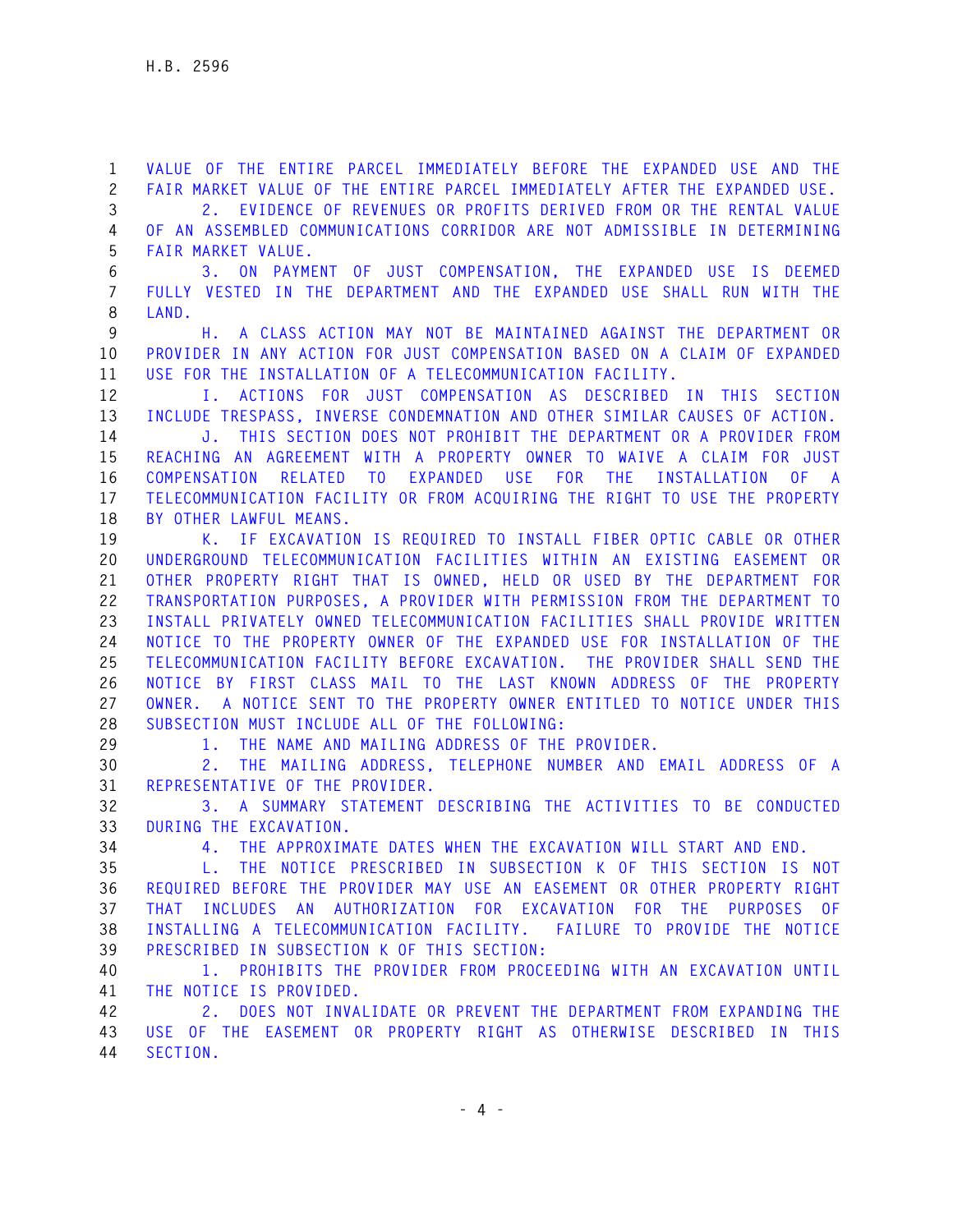VALUE OF THE ENTIRE PARCEL IMMEDIATELY BEFORE THE EXPANDED USE AND THE FAIR MARKET VALUE OF THE ENTIRE PARCEL IMMEDIATELY AFTER THE EXPANDED USE.

2. EVIDENCE OF REVENUES OR PROFITS DERIVED FROM OR THE RENTAL VALUE OF AN ASSEMBLED COMMUNICATIONS CORRIDOR ARE NOT ADMISSIBLE IN DETERMINING FAIR MARKET VALUE.

3. ON PAYMENT OF JUST COMPENSATION, THE EXPANDED USE IS DEEMED FULLY VESTED IN THE DEPARTMENT AND THE EXPANDED USE SHALL RUN WITH THE LAND.

H. A CLASS ACTION MAY NOT BE MAINTAINED AGAINST THE DEPARTMENT OR PROVIDER IN ANY ACTION FOR JUST COMPENSATION BASED ON A CLAIM OF EXPANDED USE FOR THE INSTALLATION OF A TELECOMMUNICATION FACILITY.

I. ACTIONS FOR JUST COMPENSATION AS DESCRIBED IN THIS SECTION INCLUDE TRESPASS, INVERSE CONDEMNATION AND OTHER SIMILAR CAUSES OF ACTION.

J. THIS SECTION DOES NOT PROHIBIT THE DEPARTMENT OR A PROVIDER FROM REACHING AN AGREEMENT WITH A PROPERTY OWNER TO WAIVE A CLAIM FOR JUST COMPENSATION RELATED TO EXPANDED USE FOR THE INSTALLATION OF A TELECOMMUNICATION FACILITY OR FROM ACQUIRING THE RIGHT TO USE THE PROPERTY BY OTHER LAWFUL MEANS.

K. IF EXCAVATION IS REQUIRED TO INSTALL FIBER OPTIC CABLE OR OTHER UNDERGROUND TELECOMMUNICATION FACILITIES WITHIN AN EXISTING EASEMENT OR OTHER PROPERTY RIGHT THAT IS OWNED, HELD OR USED BY THE DEPARTMENT FOR TRANSPORTATION PURPOSES, A PROVIDER WITH PERMISSION FROM THE DEPARTMENT TO INSTALL PRIVATELY OWNED TELECOMMUNICATION FACILITIES SHALL PROVIDE WRITTEN NOTICE TO THE PROPERTY OWNER OF THE EXPANDED USE FOR INSTALLATION OF THE TELECOMMUNICATION FACILITY BEFORE EXCAVATION. THE PROVIDER SHALL SEND THE NOTICE BY FIRST CLASS MAIL TO THE LAST KNOWN ADDRESS OF THE PROPERTY OWNER. A NOTICE SENT TO THE PROPERTY OWNER ENTITLED TO NOTICE UNDER THIS SUBSECTION MUST INCLUDE ALL OF THE FOLLOWING:

1. THE NAME AND MAILING ADDRESS OF THE PROVIDER.

2. THE MAILING ADDRESS, TELEPHONE NUMBER AND EMAIL ADDRESS OF A REPRESENTATIVE OF THE PROVIDER.

3. A SUMMARY STATEMENT DESCRIBING THE ACTIVITIES TO BE CONDUCTED DURING THE EXCAVATION.

4. THE APPROXIMATE DATES WHEN THE EXCAVATION WILL START AND END.

L. THE NOTICE PRESCRIBED IN SUBSECTION K OF THIS SECTION IS NOT REQUIRED BEFORE THE PROVIDER MAY USE AN EASEMENT OR OTHER PROPERTY RIGHT THAT INCLUDES AN AUTHORIZATION FOR EXCAVATION FOR THE PURPOSES OF INSTALLING A TELECOMMUNICATION FACILITY. FAILURE TO PROVIDE THE NOTICE PRESCRIBED IN SUBSECTION K OF THIS SECTION:

1. PROHIBITS THE PROVIDER FROM PROCEEDING WITH AN EXCAVATION UNTIL THE NOTICE IS PROVIDED.

2. DOES NOT INVALIDATE OR PREVENT THE DEPARTMENT FROM EXPANDING THE USE OF THE EASEMENT OR PROPERTY RIGHT AS OTHERWISE DESCRIBED IN THIS SECTION.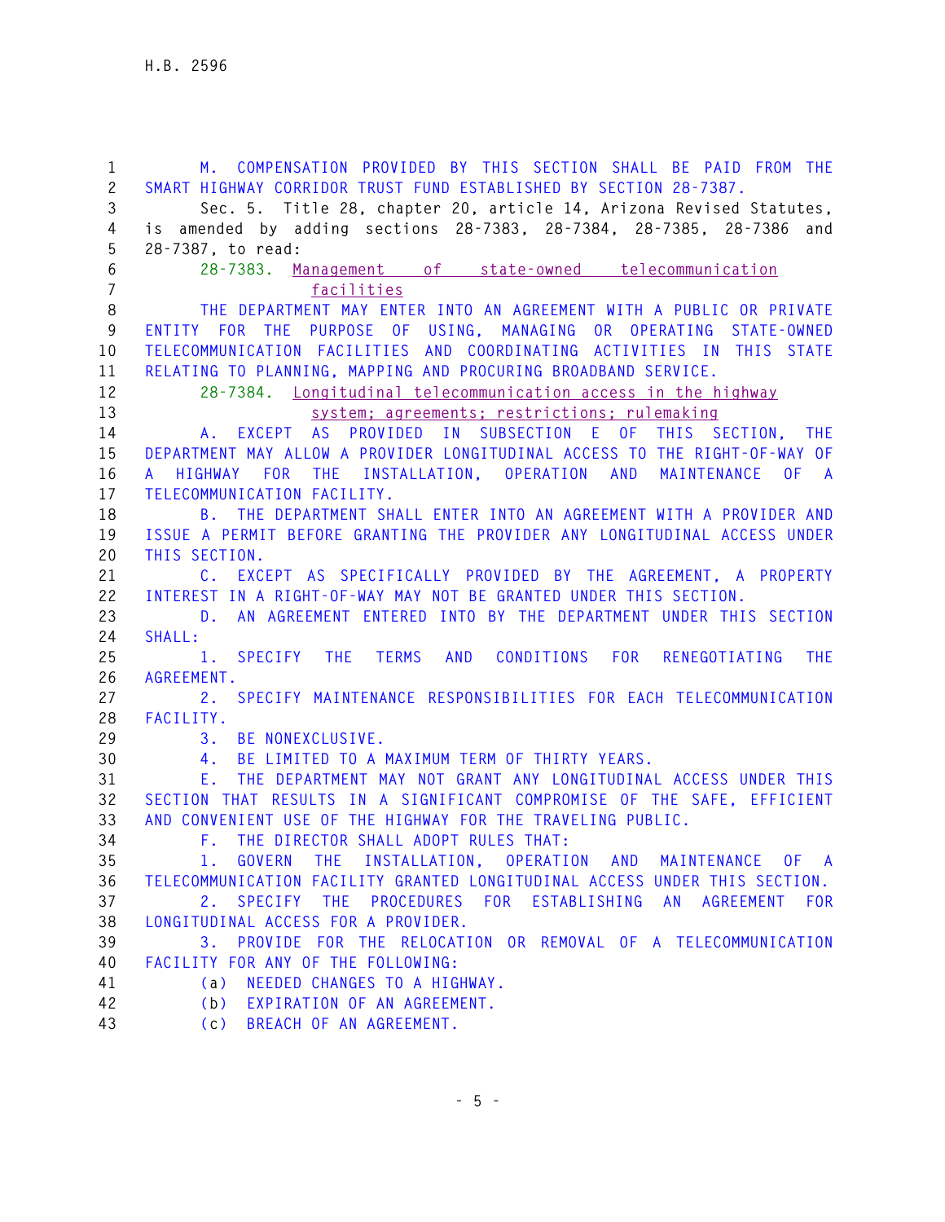M. COMPENSATION PROVIDED BY THIS SECTION SHALL BE PAID FROM THE SMART HIGHWAY CORRIDOR TRUST FUND ESTABLISHED BY SECTION 28-7387.

Sec. 5. Title 28, chapter 20, article 14, Arizona Revised Statutes, is amended by adding sections 28-7383, 28-7384, 28-7385, 28-7386 and 28-7387, to read:

28-7383. Management of state-owned telecommunication facilities

THE DEPARTMENT MAY ENTER INTO AN AGREEMENT WITH A PUBLIC OR PRIVATE ENTITY FOR THE PURPOSE OF USING, MANAGING OR OPERATING STATE-OWNED TELECOMMUNICATION FACILITIES AND COORDINATING ACTIVITIES IN THIS STATE RELATING TO PLANNING, MAPPING AND PROCURING BROADBAND SERVICE.

28-7384. Longitudinal telecommunication access in the highway system; agreements; restrictions; rulemaking

A. EXCEPT AS PROVIDED IN SUBSECTION E OF THIS SECTION, THE DEPARTMENT MAY ALLOW A PROVIDER LONGITUDINAL ACCESS TO THE RIGHT-OF-WAY OF A HIGHWAY FOR THE INSTALLATION, OPERATION AND MAINTENANCE OF A TELECOMMUNICATION FACILITY.

B. THE DEPARTMENT SHALL ENTER INTO AN AGREEMENT WITH A PROVIDER AND ISSUE A PERMIT BEFORE GRANTING THE PROVIDER ANY LONGITUDINAL ACCESS UNDER THIS SECTION.

C. EXCEPT AS SPECIFICALLY PROVIDED BY THE AGREEMENT, A PROPERTY INTEREST IN A RIGHT-OF-WAY MAY NOT BE GRANTED UNDER THIS SECTION.

D. AN AGREEMENT ENTERED INTO BY THE DEPARTMENT UNDER THIS SECTION SHALL:

1. SPECIFY THE TERMS AND CONDITIONS FOR RENEGOTIATING THE AGREEMENT.

2. SPECIFY MAINTENANCE RESPONSIBILITIES FOR EACH TELECOMMUNICATION FACILITY.

3. BE NONEXCLUSIVE.

4. BE LIMITED TO A MAXIMUM TERM OF THIRTY YEARS.

E. THE DEPARTMENT MAY NOT GRANT ANY LONGITUDINAL ACCESS UNDER THIS SECTION THAT RESULTS IN A SIGNIFICANT COMPROMISE OF THE SAFE, EFFICIENT AND CONVENIENT USE OF THE HIGHWAY FOR THE TRAVELING PUBLIC.

F. THE DIRECTOR SHALL ADOPT RULES THAT:

1. GOVERN THE INSTALLATION, OPERATION AND MAINTENANCE OF A TELECOMMUNICATION FACILITY GRANTED LONGITUDINAL ACCESS UNDER THIS SECTION.

2. SPECIFY THE PROCEDURES FOR ESTABLISHING AN AGREEMENT FOR LONGITUDINAL ACCESS FOR A PROVIDER.

3. PROVIDE FOR THE RELOCATION OR REMOVAL OF A TELECOMMUNICATION FACILITY FOR ANY OF THE FOLLOWING:

(a) NEEDED CHANGES TO A HIGHWAY.

(b) EXPIRATION OF AN AGREEMENT.

(c) BREACH OF AN AGREEMENT.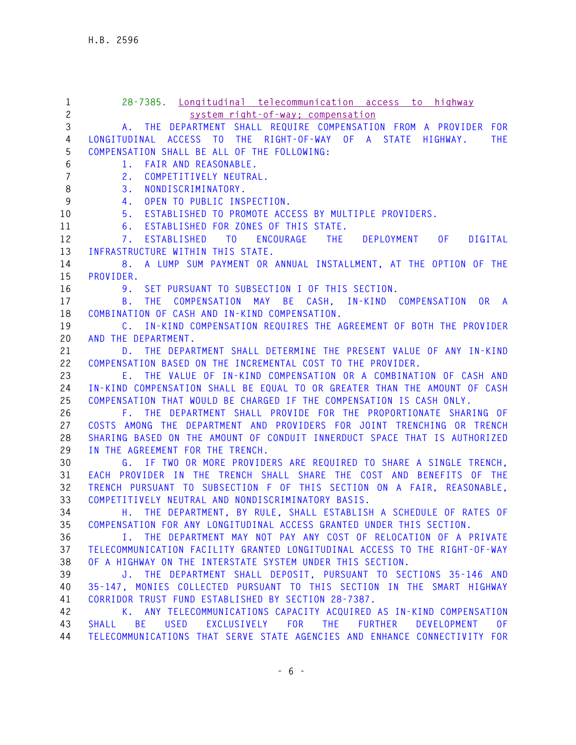28-7385. Longitudinal telecommunication access to highway system right-of-way; compensation

A. THE DEPARTMENT SHALL REQUIRE COMPENSATION FROM A PROVIDER FOR LONGITUDINAL ACCESS TO THE RIGHT-OF-WAY OF A STATE HIGHWAY. THE COMPENSATION SHALL BE ALL OF THE FOLLOWING:

1. FAIR AND REASONABLE.
2. COMPETITIVELY NEUTRAL.
3. NONDISCRIMINATORY.
4. OPEN TO PUBLIC INSPECTION.
5. ESTABLISHED TO PROMOTE ACCESS BY MULTIPLE PROVIDERS.
6. ESTABLISHED FOR ZONES OF THIS STATE.
7. ESTABLISHED TO ENCOURAGE THE DEPLOYMENT OF DIGITAL INFRASTRUCTURE WITHIN THIS STATE.
8. A LUMP SUM PAYMENT OR ANNUAL INSTALLMENT, AT THE OPTION OF THE PROVIDER.
9. SET PURSUANT TO SUBSECTION I OF THIS SECTION.

B. THE COMPENSATION MAY BE CASH, IN-KIND COMPENSATION OR A COMBINATION OF CASH AND IN-KIND COMPENSATION.

C. IN-KIND COMPENSATION REQUIRES THE AGREEMENT OF BOTH THE PROVIDER AND THE DEPARTMENT.

D. THE DEPARTMENT SHALL DETERMINE THE PRESENT VALUE OF ANY IN-KIND COMPENSATION BASED ON THE INCREMENTAL COST TO THE PROVIDER.

E. THE VALUE OF IN-KIND COMPENSATION OR A COMBINATION OF CASH AND IN-KIND COMPENSATION SHALL BE EQUAL TO OR GREATER THAN THE AMOUNT OF CASH COMPENSATION THAT WOULD BE CHARGED IF THE COMPENSATION IS CASH ONLY.

F. THE DEPARTMENT SHALL PROVIDE FOR THE PROPORTIONATE SHARING OF COSTS AMONG THE DEPARTMENT AND PROVIDERS FOR JOINT TRENCHING OR TRENCH SHARING BASED ON THE AMOUNT OF CONDUIT INNERDUCT SPACE THAT IS AUTHORIZED IN THE AGREEMENT FOR THE TRENCH.

G. IF TWO OR MORE PROVIDERS ARE REQUIRED TO SHARE A SINGLE TRENCH, EACH PROVIDER IN THE TRENCH SHALL SHARE THE COST AND BENEFITS OF THE TRENCH PURSUANT TO SUBSECTION F OF THIS SECTION ON A FAIR, REASONABLE, COMPETITIVELY NEUTRAL AND NONDISCRIMINATORY BASIS.

H. THE DEPARTMENT, BY RULE, SHALL ESTABLISH A SCHEDULE OF RATES OF COMPENSATION FOR ANY LONGITUDINAL ACCESS GRANTED UNDER THIS SECTION.

I. THE DEPARTMENT MAY NOT PAY ANY COST OF RELOCATION OF A PRIVATE TELECOMMUNICATION FACILITY GRANTED LONGITUDINAL ACCESS TO THE RIGHT-OF-WAY OF A HIGHWAY ON THE INTERSTATE SYSTEM UNDER THIS SECTION.

J. THE DEPARTMENT SHALL DEPOSIT, PURSUANT TO SECTIONS 35-146 AND 35-147, MONIES COLLECTED PURSUANT TO THIS SECTION IN THE SMART HIGHWAY CORRIDOR TRUST FUND ESTABLISHED BY SECTION 28-7387.

K. ANY TELECOMMUNICATIONS CAPACITY ACQUIRED AS IN-KIND COMPENSATION SHALL BE USED EXCLUSIVELY FOR THE FURTHER DEVELOPMENT OF TELECOMMUNICATIONS THAT SERVE STATE AGENCIES AND ENHANCE CONNECTIVITY FOR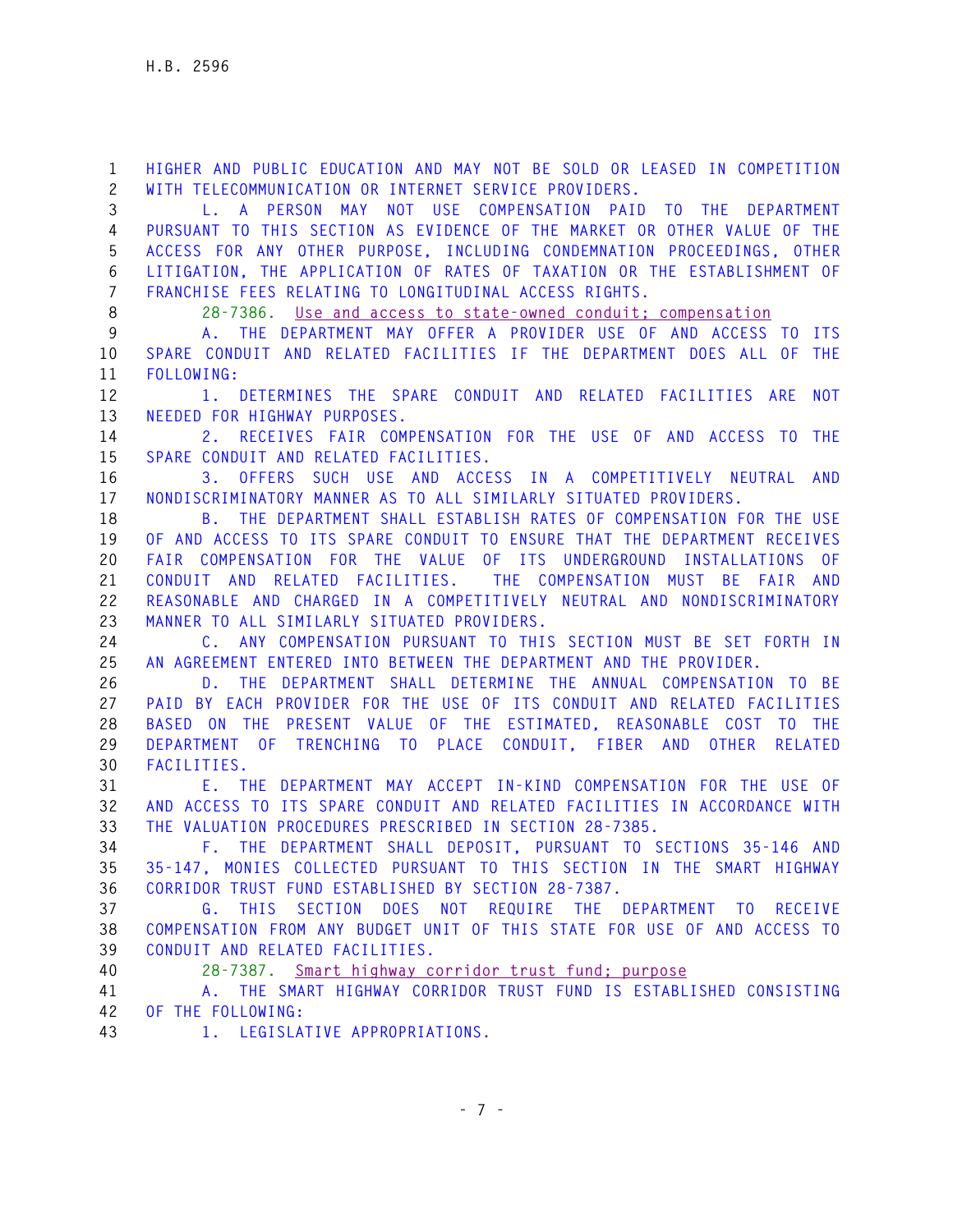HIGHER AND PUBLIC EDUCATION AND MAY NOT BE SOLD OR LEASED IN COMPETITION WITH TELECOMMUNICATION OR INTERNET SERVICE PROVIDERS.

L. A PERSON MAY NOT USE COMPENSATION PAID TO THE DEPARTMENT PURSUANT TO THIS SECTION AS EVIDENCE OF THE MARKET OR OTHER VALUE OF THE ACCESS FOR ANY OTHER PURPOSE, INCLUDING CONDEMNATION PROCEEDINGS, OTHER LITIGATION, THE APPLICATION OF RATES OF TAXATION OR THE ESTABLISHMENT OF FRANCHISE FEES RELATING TO LONGITUDINAL ACCESS RIGHTS.

28-7386. Use and access to state-owned conduit; compensation

A. THE DEPARTMENT MAY OFFER A PROVIDER USE OF AND ACCESS TO ITS SPARE CONDUIT AND RELATED FACILITIES IF THE DEPARTMENT DOES ALL OF THE FOLLOWING:

1. DETERMINES THE SPARE CONDUIT AND RELATED FACILITIES ARE NOT NEEDED FOR HIGHWAY PURPOSES.

2. RECEIVES FAIR COMPENSATION FOR THE USE OF AND ACCESS TO THE SPARE CONDUIT AND RELATED FACILITIES.

3. OFFERS SUCH USE AND ACCESS IN A COMPETITIVELY NEUTRAL AND NONDISCRIMINATORY MANNER AS TO ALL SIMILARLY SITUATED PROVIDERS.

B. THE DEPARTMENT SHALL ESTABLISH RATES OF COMPENSATION FOR THE USE OF AND ACCESS TO ITS SPARE CONDUIT TO ENSURE THAT THE DEPARTMENT RECEIVES FAIR COMPENSATION FOR THE VALUE OF ITS UNDERGROUND INSTALLATIONS OF CONDUIT AND RELATED FACILITIES. THE COMPENSATION MUST BE FAIR AND REASONABLE AND CHARGED IN A COMPETITIVELY NEUTRAL AND NONDISCRIMINATORY MANNER TO ALL SIMILARLY SITUATED PROVIDERS.

C. ANY COMPENSATION PURSUANT TO THIS SECTION MUST BE SET FORTH IN AN AGREEMENT ENTERED INTO BETWEEN THE DEPARTMENT AND THE PROVIDER.

D. THE DEPARTMENT SHALL DETERMINE THE ANNUAL COMPENSATION TO BE PAID BY EACH PROVIDER FOR THE USE OF ITS CONDUIT AND RELATED FACILITIES BASED ON THE PRESENT VALUE OF THE ESTIMATED, REASONABLE COST TO THE DEPARTMENT OF TRENCHING TO PLACE CONDUIT, FIBER AND OTHER RELATED FACILITIES.

E. THE DEPARTMENT MAY ACCEPT IN-KIND COMPENSATION FOR THE USE OF AND ACCESS TO ITS SPARE CONDUIT AND RELATED FACILITIES IN ACCORDANCE WITH THE VALUATION PROCEDURES PRESCRIBED IN SECTION 28-7385.

F. THE DEPARTMENT SHALL DEPOSIT, PURSUANT TO SECTIONS 35-146 AND 35-147, MONIES COLLECTED PURSUANT TO THIS SECTION IN THE SMART HIGHWAY CORRIDOR TRUST FUND ESTABLISHED BY SECTION 28-7387.

G. THIS SECTION DOES NOT REQUIRE THE DEPARTMENT TO RECEIVE COMPENSATION FROM ANY BUDGET UNIT OF THIS STATE FOR USE OF AND ACCESS TO CONDUIT AND RELATED FACILITIES.

28-7387. Smart highway corridor trust fund; purpose

A. THE SMART HIGHWAY CORRIDOR TRUST FUND IS ESTABLISHED CONSISTING OF THE FOLLOWING:

1. LEGISLATIVE APPROPRIATIONS.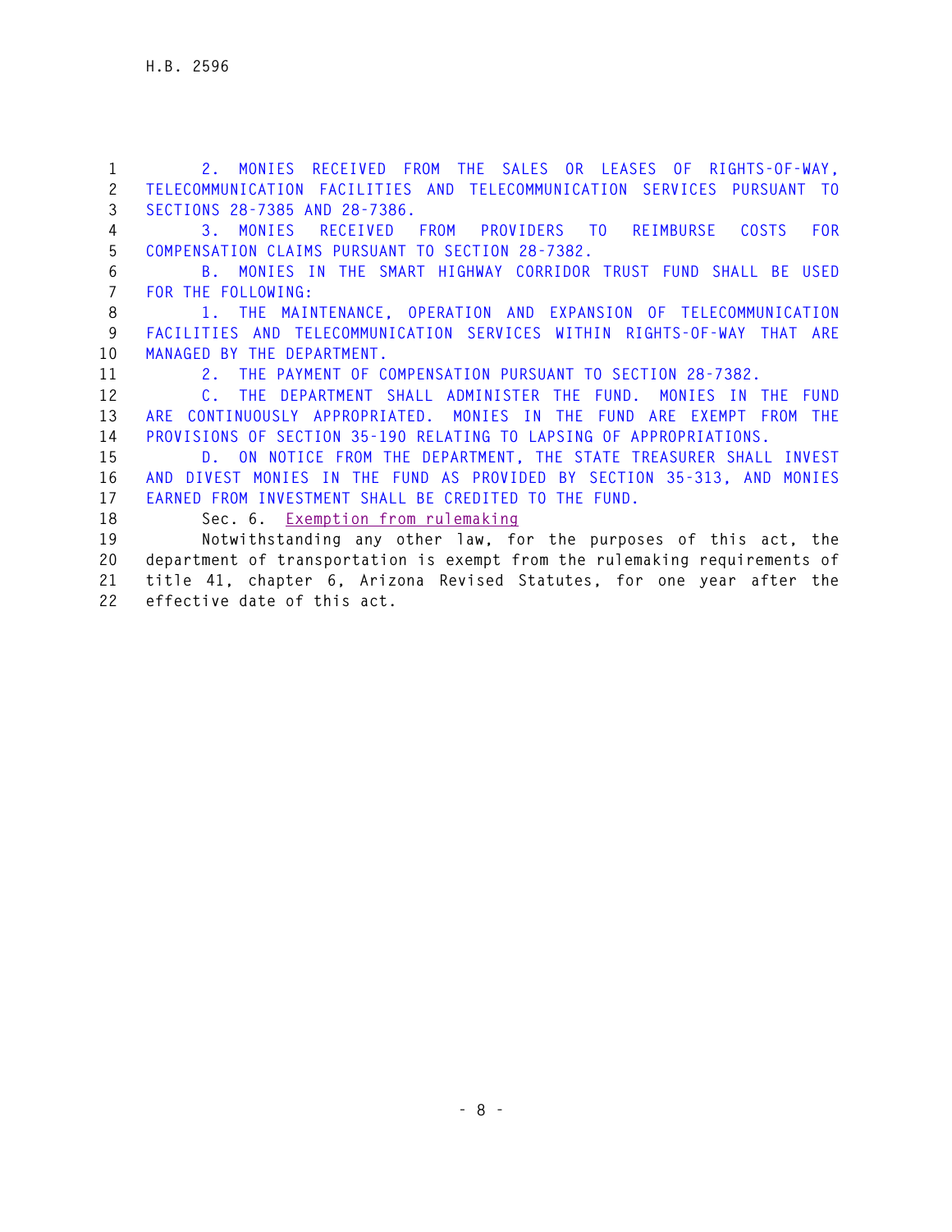2. MONIES RECEIVED FROM THE SALES OR LEASES OF RIGHTS-OF-WAY, TELECOMMUNICATION FACILITIES AND TELECOMMUNICATION SERVICES PURSUANT TO SECTIONS 28-7385 AND 28-7386.

3. MONIES RECEIVED FROM PROVIDERS TO REIMBURSE COSTS FOR COMPENSATION CLAIMS PURSUANT TO SECTION 28-7382.

B. MONIES IN THE SMART HIGHWAY CORRIDOR TRUST FUND SHALL BE USED FOR THE FOLLOWING:

1. THE MAINTENANCE, OPERATION AND EXPANSION OF TELECOMMUNICATION FACILITIES AND TELECOMMUNICATION SERVICES WITHIN RIGHTS-OF-WAY THAT ARE MANAGED BY THE DEPARTMENT.

2. THE PAYMENT OF COMPENSATION PURSUANT TO SECTION 28-7382.

C. THE DEPARTMENT SHALL ADMINISTER THE FUND. MONIES IN THE FUND ARE CONTINUOUSLY APPROPRIATED. MONIES IN THE FUND ARE EXEMPT FROM THE PROVISIONS OF SECTION 35-190 RELATING TO LAPSING OF APPROPRIATIONS.

D. ON NOTICE FROM THE DEPARTMENT, THE STATE TREASURER SHALL INVEST AND DIVEST MONIES IN THE FUND AS PROVIDED BY SECTION 35-313, AND MONIES EARNED FROM INVESTMENT SHALL BE CREDITED TO THE FUND.

Sec. 6. Exemption from rulemaking

Notwithstanding any other law, for the purposes of this act, the department of transportation is exempt from the rulemaking requirements of title 41, chapter 6, Arizona Revised Statutes, for one year after the effective date of this act.